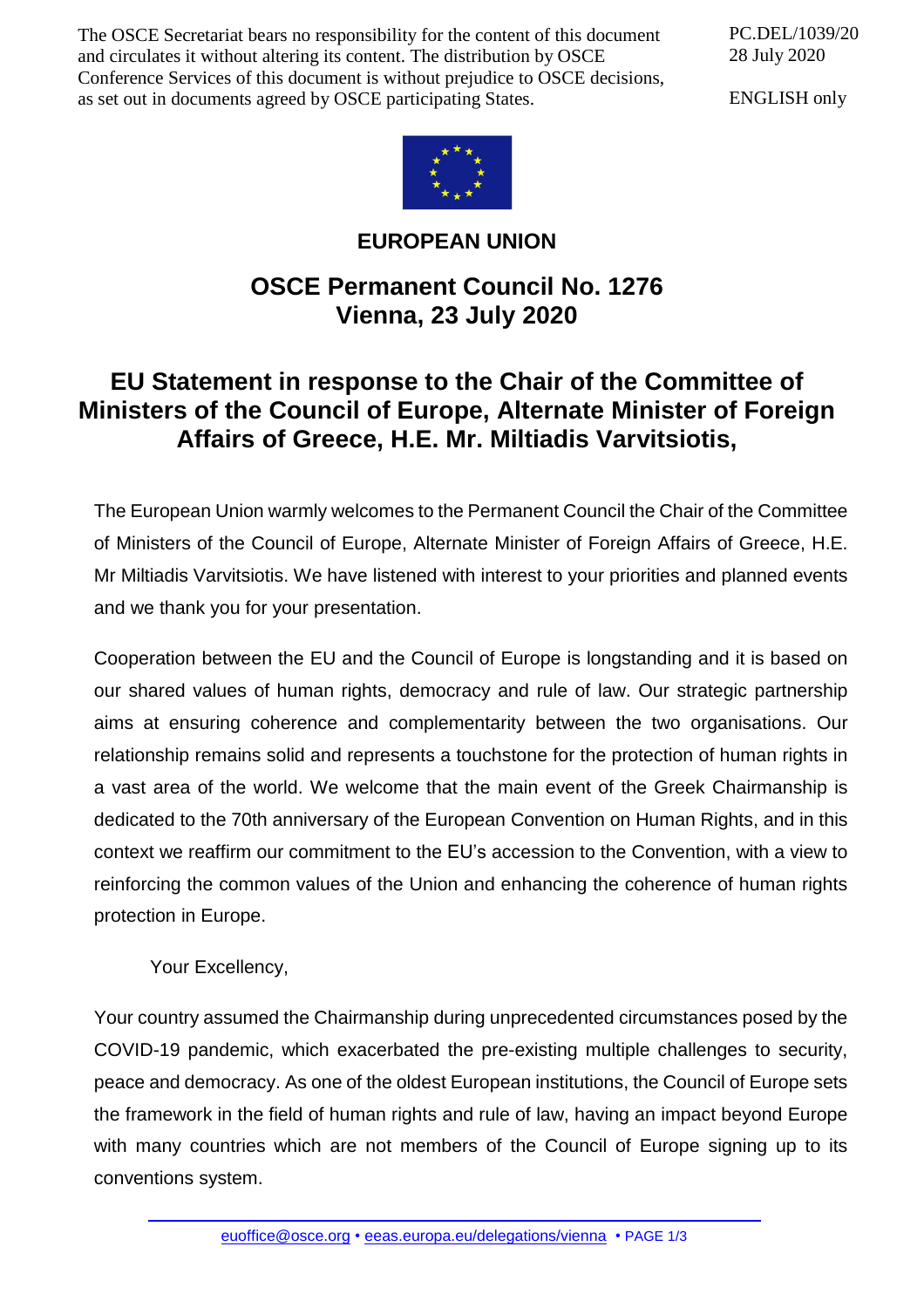The OSCE Secretariat bears no responsibility for the content of this document and circulates it without altering its content. The distribution by OSCE Conference Services of this document is without prejudice to OSCE decisions, as set out in documents agreed by OSCE participating States.

PC.DEL/1039/20
28 July 2020

ENGLISH only

**EUROPEAN UNION**

## OSCE Permanent Council No. 1276
## Vienna, 23 July 2020

# EU Statement in response to the Chair of the Committee of Ministers of the Council of Europe, Alternate Minister of Foreign Affairs of Greece, H.E. Mr. Miltiadis Varvitsiotis,

The European Union warmly welcomes to the Permanent Council the Chair of the Committee of Ministers of the Council of Europe, Alternate Minister of Foreign Affairs of Greece, H.E. Mr Miltiadis Varvitsiotis. We have listened with interest to your priorities and planned events and we thank you for your presentation.

Cooperation between the EU and the Council of Europe is longstanding and it is based on our shared values of human rights, democracy and rule of law. Our strategic partnership aims at ensuring coherence and complementarity between the two organisations. Our relationship remains solid and represents a touchstone for the protection of human rights in a vast area of the world. We welcome that the main event of the Greek Chairmanship is dedicated to the 70th anniversary of the European Convention on Human Rights, and in this context we reaffirm our commitment to the EU's accession to the Convention, with a view to reinforcing the common values of the Union and enhancing the coherence of human rights protection in Europe.

Your Excellency,

Your country assumed the Chairmanship during unprecedented circumstances posed by the COVID-19 pandemic, which exacerbated the pre-existing multiple challenges to security, peace and democracy. As one of the oldest European institutions, the Council of Europe sets the framework in the field of human rights and rule of law, having an impact beyond Europe with many countries which are not members of the Council of Europe signing up to its conventions system.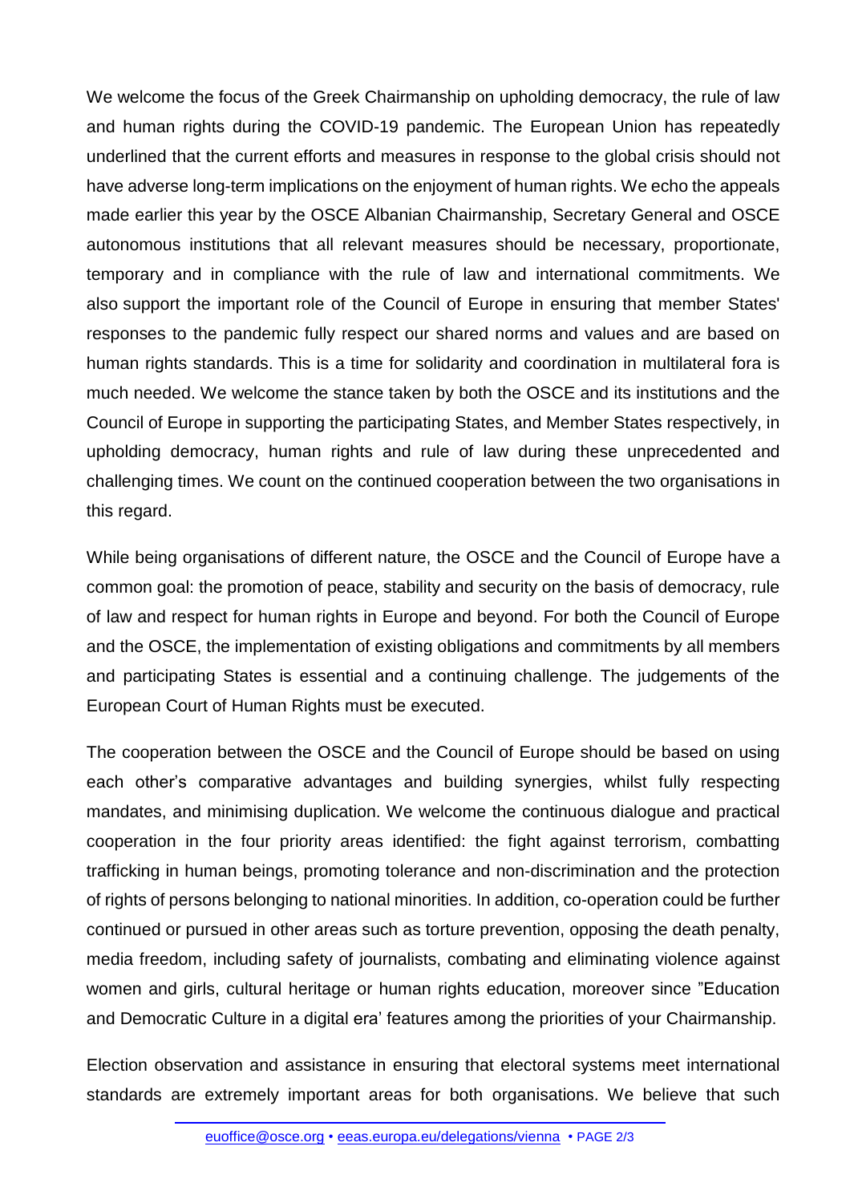We welcome the focus of the Greek Chairmanship on upholding democracy, the rule of law and human rights during the COVID-19 pandemic. The European Union has repeatedly underlined that the current efforts and measures in response to the global crisis should not have adverse long-term implications on the enjoyment of human rights. We echo the appeals made earlier this year by the OSCE Albanian Chairmanship, Secretary General and OSCE autonomous institutions that all relevant measures should be necessary, proportionate, temporary and in compliance with the rule of law and international commitments. We also support the important role of the Council of Europe in ensuring that member States' responses to the pandemic fully respect our shared norms and values and are based on human rights standards. This is a time for solidarity and coordination in multilateral fora is much needed. We welcome the stance taken by both the OSCE and its institutions and the Council of Europe in supporting the participating States, and Member States respectively, in upholding democracy, human rights and rule of law during these unprecedented and challenging times. We count on the continued cooperation between the two organisations in this regard.

While being organisations of different nature, the OSCE and the Council of Europe have a common goal: the promotion of peace, stability and security on the basis of democracy, rule of law and respect for human rights in Europe and beyond. For both the Council of Europe and the OSCE, the implementation of existing obligations and commitments by all members and participating States is essential and a continuing challenge. The judgements of the European Court of Human Rights must be executed.

The cooperation between the OSCE and the Council of Europe should be based on using each other's comparative advantages and building synergies, whilst fully respecting mandates, and minimising duplication. We welcome the continuous dialogue and practical cooperation in the four priority areas identified: the fight against terrorism, combatting trafficking in human beings, promoting tolerance and non-discrimination and the protection of rights of persons belonging to national minorities. In addition, co-operation could be further continued or pursued in other areas such as torture prevention, opposing the death penalty, media freedom, including safety of journalists, combating and eliminating violence against women and girls, cultural heritage or human rights education, moreover since "Education and Democratic Culture in a digital era' features among the priorities of your Chairmanship.

Election observation and assistance in ensuring that electoral systems meet international standards are extremely important areas for both organisations. We believe that such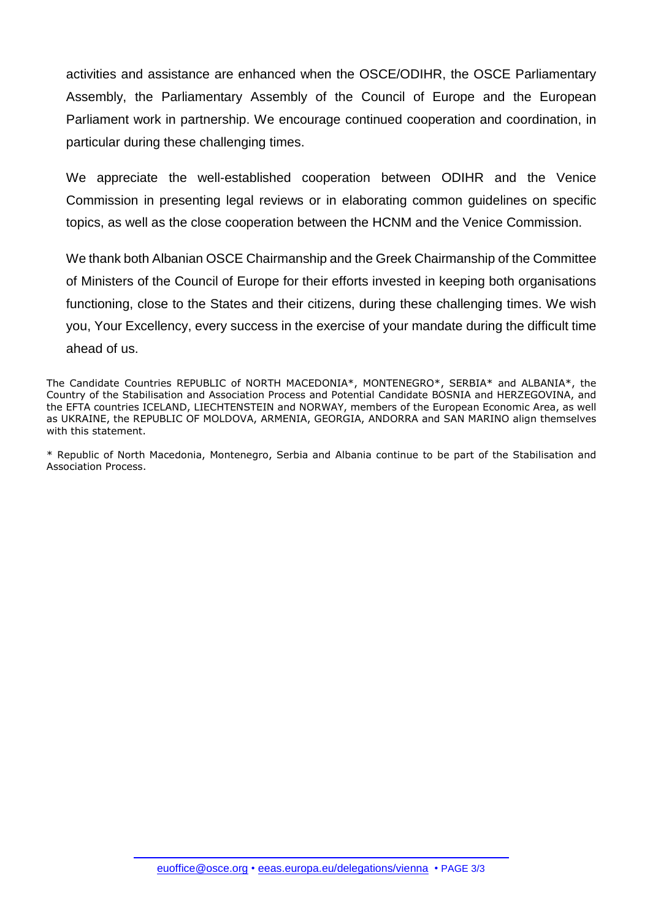activities and assistance are enhanced when the OSCE/ODIHR, the OSCE Parliamentary Assembly, the Parliamentary Assembly of the Council of Europe and the European Parliament work in partnership. We encourage continued cooperation and coordination, in particular during these challenging times.

We appreciate the well-established cooperation between ODIHR and the Venice Commission in presenting legal reviews or in elaborating common guidelines on specific topics, as well as the close cooperation between the HCNM and the Venice Commission.

We thank both Albanian OSCE Chairmanship and the Greek Chairmanship of the Committee of Ministers of the Council of Europe for their efforts invested in keeping both organisations functioning, close to the States and their citizens, during these challenging times. We wish you, Your Excellency, every success in the exercise of your mandate during the difficult time ahead of us.

The Candidate Countries REPUBLIC of NORTH MACEDONIA*, MONTENEGRO*, SERBIA* and ALBANIA*, the Country of the Stabilisation and Association Process and Potential Candidate BOSNIA and HERZEGOVINA, and the EFTA countries ICELAND, LIECHTENSTEIN and NORWAY, members of the European Economic Area, as well as UKRAINE, the REPUBLIC OF MOLDOVA, ARMENIA, GEORGIA, ANDORRA and SAN MARINO align themselves with this statement.

* Republic of North Macedonia, Montenegro, Serbia and Albania continue to be part of the Stabilisation and Association Process.